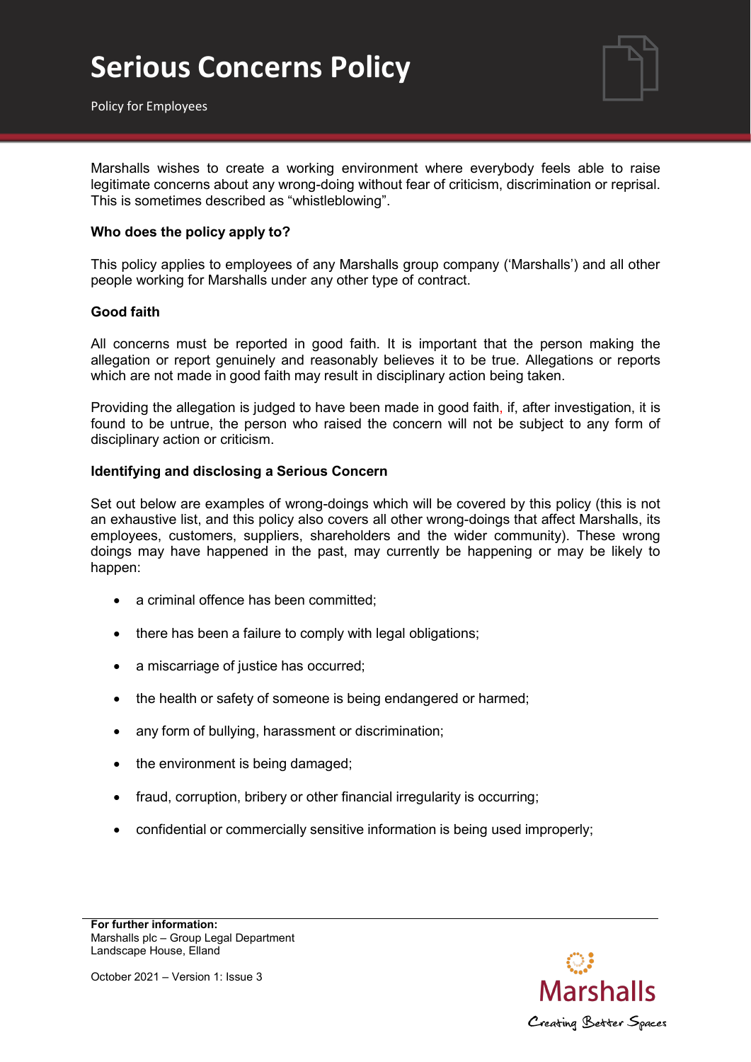# Serious Concerns Policy

Policy for Employees

Marshalls wishes to create a working environment where everybody feels able to raise legitimate concerns about any wrong-doing without fear of criticism, discrimination or reprisal. This is sometimes described as "whistleblowing".

**Who does the policy apply to?**

This policy applies to employees of any Marshalls group company ('Marshalls') and all other people working for Marshalls under any other type of contract.

**Good faith**

All concerns must be reported in good faith. It is important that the person making the allegation or report genuinely and reasonably believes it to be true. Allegations or reports which are not made in good faith may result in disciplinary action being taken.

Providing the allegation is judged to have been made in good faith, if, after investigation, it is found to be untrue, the person who raised the concern will not be subject to any form of disciplinary action or criticism.

**Identifying and disclosing a Serious Concern**

Set out below are examples of wrong-doings which will be covered by this policy (this is not an exhaustive list, and this policy also covers all other wrong-doings that affect Marshalls, its employees, customers, suppliers, shareholders and the wider community). These wrong doings may have happened in the past, may currently be happening or may be likely to happen:

- a criminal offence has been committed;
- there has been a failure to comply with legal obligations;
- a miscarriage of justice has occurred;
- the health or safety of someone is being endangered or harmed;
- any form of bullying, harassment or discrimination;
- the environment is being damaged;
- fraud, corruption, bribery or other financial irregularity is occurring;
- confidential or commercially sensitive information is being used improperly;

**For further information:**
Marshalls plc – Group Legal Department
Landscape House, Elland

October 2021 – Version 1: Issue 3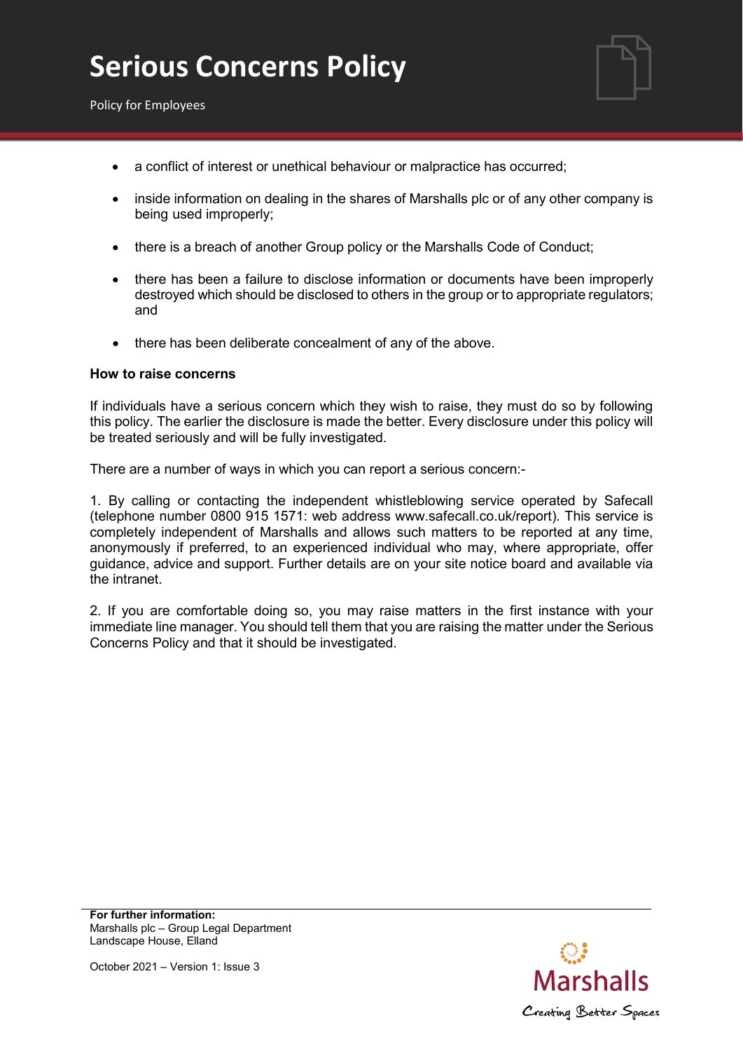- a conflict of interest or unethical behaviour or malpractice has occurred;
- inside information on dealing in the shares of Marshalls plc or of any other company is being used improperly;
- there is a breach of another Group policy or the Marshalls Code of Conduct;
- there has been a failure to disclose information or documents have been improperly destroyed which should be disclosed to others in the group or to appropriate regulators; and
- there has been deliberate concealment of any of the above.

**How to raise concerns**

If individuals have a serious concern which they wish to raise, they must do so by following this policy. The earlier the disclosure is made the better. Every disclosure under this policy will be treated seriously and will be fully investigated.

There are a number of ways in which you can report a serious concern:-

1. By calling or contacting the independent whistleblowing service operated by Safecall (telephone number 0800 915 1571: web address www.safecall.co.uk/report). This service is completely independent of Marshalls and allows such matters to be reported at any time, anonymously if preferred, to an experienced individual who may, where appropriate, offer guidance, advice and support. Further details are on your site notice board and available via the intranet.

2. If you are comfortable doing so, you may raise matters in the first instance with your immediate line manager. You should tell them that you are raising the matter under the Serious Concerns Policy and that it should be investigated.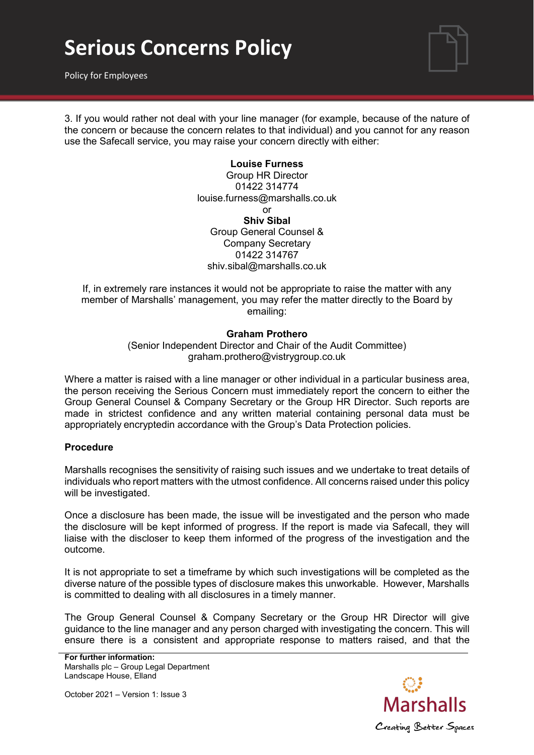3. If you would rather not deal with your line manager (for example, because of the nature of the concern or because the concern relates to that individual) and you cannot for any reason use the Safecall service, you may raise your concern directly with either:

**Louise Furness**
Group HR Director
01422 314774
louise.furness@marshalls.co.uk
or
**Shiv Sibal**
Group General Counsel &
Company Secretary
01422 314767
shiv.sibal@marshalls.co.uk

If, in extremely rare instances it would not be appropriate to raise the matter with any member of Marshalls' management, you may refer the matter directly to the Board by emailing:

**Graham Prothero**
(Senior Independent Director and Chair of the Audit Committee)
graham.prothero@vistrygroup.co.uk

Where a matter is raised with a line manager or other individual in a particular business area, the person receiving the Serious Concern must immediately report the concern to either the Group General Counsel & Company Secretary or the Group HR Director. Such reports are made in strictest confidence and any written material containing personal data must be appropriately encryptedin accordance with the Group's Data Protection policies.

**Procedure**

Marshalls recognises the sensitivity of raising such issues and we undertake to treat details of individuals who report matters with the utmost confidence. All concerns raised under this policy will be investigated.

Once a disclosure has been made, the issue will be investigated and the person who made the disclosure will be kept informed of progress. If the report is made via Safecall, they will liaise with the discloser to keep them informed of the progress of the investigation and the outcome.

It is not appropriate to set a timeframe by which such investigations will be completed as the diverse nature of the possible types of disclosure makes this unworkable. However, Marshalls is committed to dealing with all disclosures in a timely manner.

The Group General Counsel & Company Secretary or the Group HR Director will give guidance to the line manager and any person charged with investigating the concern. This will ensure there is a consistent and appropriate response to matters raised, and that the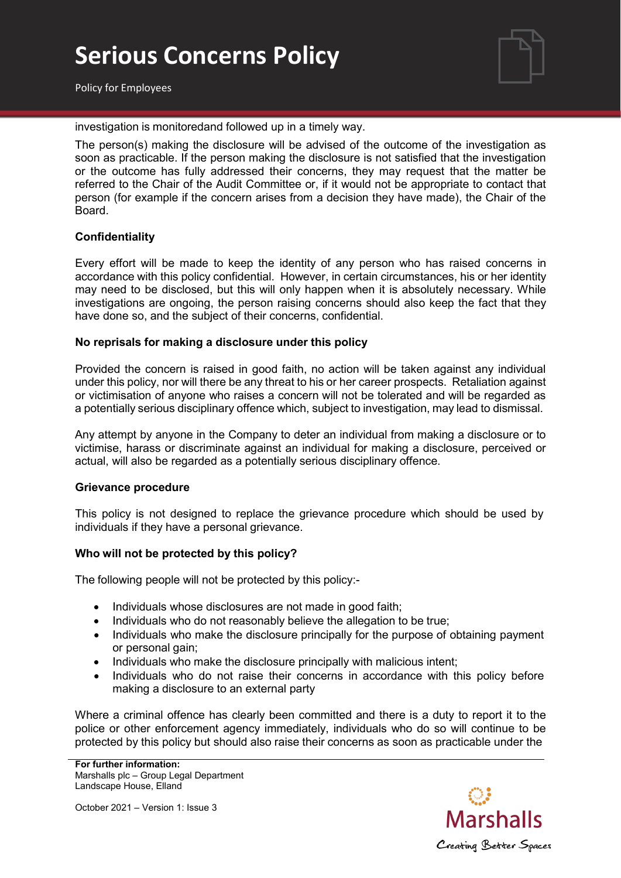investigation is monitoredand followed up in a timely way.

The person(s) making the disclosure will be advised of the outcome of the investigation as soon as practicable. If the person making the disclosure is not satisfied that the investigation or the outcome has fully addressed their concerns, they may request that the matter be referred to the Chair of the Audit Committee or, if it would not be appropriate to contact that person (for example if the concern arises from a decision they have made), the Chair of the Board.

**Confidentiality**

Every effort will be made to keep the identity of any person who has raised concerns in accordance with this policy confidential. However, in certain circumstances, his or her identity may need to be disclosed, but this will only happen when it is absolutely necessary. While investigations are ongoing, the person raising concerns should also keep the fact that they have done so, and the subject of their concerns, confidential.

**No reprisals for making a disclosure under this policy**

Provided the concern is raised in good faith, no action will be taken against any individual under this policy, nor will there be any threat to his or her career prospects. Retaliation against or victimisation of anyone who raises a concern will not be tolerated and will be regarded as a potentially serious disciplinary offence which, subject to investigation, may lead to dismissal.

Any attempt by anyone in the Company to deter an individual from making a disclosure or to victimise, harass or discriminate against an individual for making a disclosure, perceived or actual, will also be regarded as a potentially serious disciplinary offence.

**Grievance procedure**

This policy is not designed to replace the grievance procedure which should be used by individuals if they have a personal grievance.

**Who will not be protected by this policy?**

The following people will not be protected by this policy:-

- Individuals whose disclosures are not made in good faith;
- Individuals who do not reasonably believe the allegation to be true;
- Individuals who make the disclosure principally for the purpose of obtaining payment or personal gain;
- Individuals who make the disclosure principally with malicious intent;
- Individuals who do not raise their concerns in accordance with this policy before making a disclosure to an external party

Where a criminal offence has clearly been committed and there is a duty to report it to the police or other enforcement agency immediately, individuals who do so will continue to be protected by this policy but should also raise their concerns as soon as practicable under the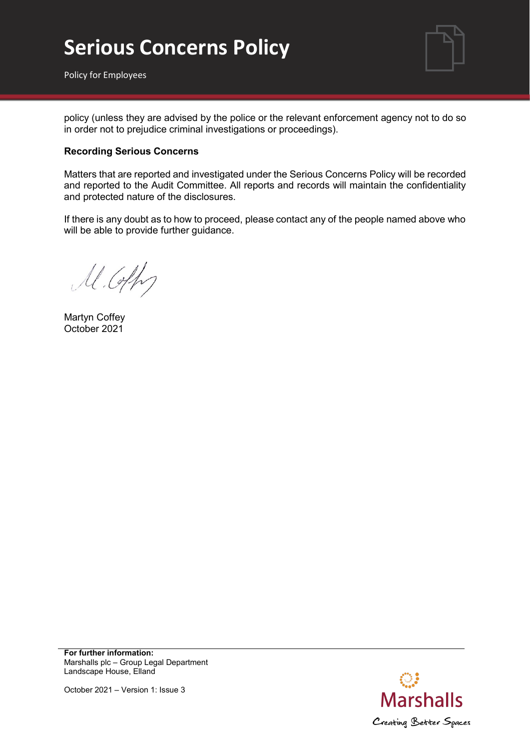policy (unless they are advised by the police or the relevant enforcement agency not to do so in order not to prejudice criminal investigations or proceedings).

**Recording Serious Concerns**

Matters that are reported and investigated under the Serious Concerns Policy will be recorded and reported to the Audit Committee. All reports and records will maintain the confidentiality and protected nature of the disclosures.

If there is any doubt as to how to proceed, please contact any of the people named above who will be able to provide further guidance.

Martyn Coffey
October 2021

**For further information:**
Marshalls plc – Group Legal Department
Landscape House, Elland

October 2021 – Version 1: Issue 3